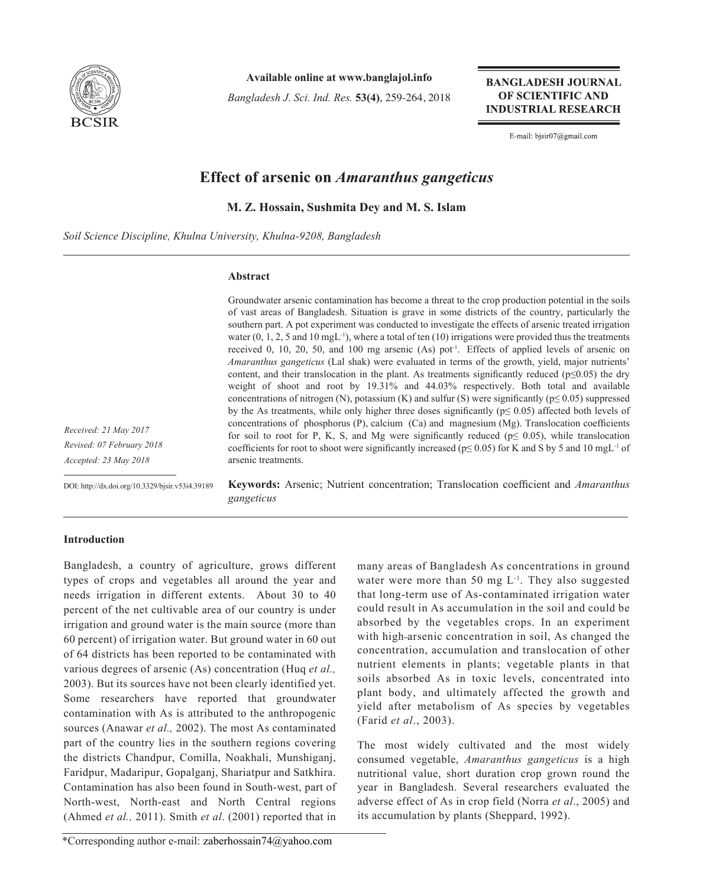# Effect of arsenic on *Amaranthus gangeticus*

**M. Z. Hossain, Sushmita Dey and M. S. Islam**

*Soil Science Discipline, Khulna University, Khulna-9208, Bangladesh*

*Received: 21 May 2017*
*Revised: 07 February 2018*
*Accepted: 23 May 2018*

DOI: http://dx.doi.org/10.3329/bjsir.v53i4.39189

### Abstract

Groundwater arsenic contamination has become a threat to the crop production potential in the soils of vast areas of Bangladesh. Situation is grave in some districts of the country, particularly the southern part. A pot experiment was conducted to investigate the effects of arsenic treated irrigation water (0, 1, 2, 5 and 10 $mgL^{-1}$), where a total of ten (10) irrigations were provided thus the treatments received 0, 10, 20, 50, and 100 mg arsenic (As) $pot^{-1}$. Effects of applied levels of arsenic on *Amaranthus gangeticus* (Lal shak) were evaluated in terms of the growth, yield, major nutrients' content, and their translocation in the plant. As treatments significantly reduced ($p \leq 0.05$) the dry weight of shoot and root by 19.31% and 44.03% respectively. Both total and available concentrations of nitrogen (N), potassium (K) and sulfur (S) were significantly ($p \leq 0.05$) suppressed by the As treatments, while only higher three doses significantly ($p \leq 0.05$) affected both levels of concentrations of phosphorus (P), calcium (Ca) and magnesium (Mg). Translocation coefficients for soil to root for P, K, S, and Mg were significantly reduced ($p \leq 0.05$), while translocation coefficients for root to shoot were significantly increased ($p \leq 0.05$) for K and S by 5 and 10 $mgL^{-1}$ of arsenic treatments.

**Keywords:** Arsenic; Nutrient concentration; Translocation coefficient and *Amaranthus gangeticus*

## Introduction

Bangladesh, a country of agriculture, grows different types of crops and vegetables all around the year and needs irrigation in different extents. About 30 to 40 percent of the net cultivable area of our country is under irrigation and ground water is the main source (more than 60 percent) of irrigation water. But ground water in 60 out of 64 districts has been reported to be contaminated with various degrees of arsenic (As) concentration (Huq *et al.,* 2003). But its sources have not been clearly identified yet. Some researchers have reported that groundwater contamination with As is attributed to the anthropogenic sources (Anawar *et al.,* 2002). The most As contaminated part of the country lies in the southern regions covering the districts Chandpur, Comilla, Noakhali, Munshiganj, Faridpur, Madaripur, Gopalganj, Shariatpur and Satkhira. Contamination has also been found in South-west, part of North-west, North-east and North Central regions (Ahmed *et al.,* 2011). Smith *et al*. (2001) reported that in many areas of Bangladesh As concentrations in ground water were more than 50 mg $L^{-1}$. They also suggested that long-term use of As-contaminated irrigation water could result in As accumulation in the soil and could be absorbed by the vegetables crops. In an experiment with high-arsenic concentration in soil, As changed the concentration, accumulation and translocation of other nutrient elements in plants; vegetable plants in that soils absorbed As in toxic levels, concentrated into plant body, and ultimately affected the growth and yield after metabolism of As species by vegetables (Farid *et al*., 2003).

The most widely cultivated and the most widely consumed vegetable, *Amaranthus gangeticus* is a high nutritional value, short duration crop grown round the year in Bangladesh. Several researchers evaluated the adverse effect of As in crop field (Norra *et al*., 2005) and its accumulation by plants (Sheppard, 1992).

*Corresponding author e-mail: zaberhossain74@yahoo.com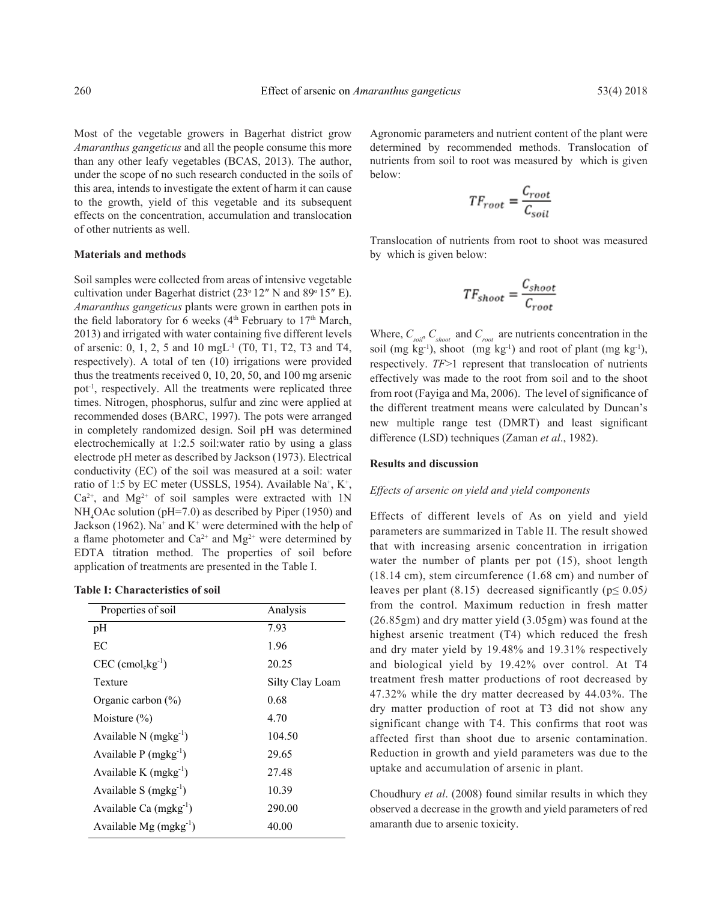Most of the vegetable growers in Bagerhat district grow *Amaranthus gangeticus* and all the people consume this more than any other leafy vegetables (BCAS, 2013). The author, under the scope of no such research conducted in the soils of this area, intends to investigate the extent of harm it can cause to the growth, yield of this vegetable and its subsequent effects on the concentration, accumulation and translocation of other nutrients as well.

**Materials and methods**

Soil samples were collected from areas of intensive vegetable cultivation under Bagerhat district (23° 12″ N and 89° 15″ E). *Amaranthus gangeticus* plants were grown in earthen pots in the field laboratory for 6 weeks (4th February to 17th March, 2013) and irrigated with water containing five different levels of arsenic: 0, 1, 2, 5 and 10 mgL$^{-1}$ (T0, T1, T2, T3 and T4, respectively). A total of ten (10) irrigations were provided thus the treatments received 0, 10, 20, 50, and 100 mg arsenic pot$^{-1}$, respectively. All the treatments were replicated three times. Nitrogen, phosphorus, sulfur and zinc were applied at recommended doses (BARC, 1997). The pots were arranged in completely randomized design. Soil pH was determined electrochemically at 1:2.5 soil:water ratio by using a glass electrode pH meter as described by Jackson (1973). Electrical conductivity (EC) of the soil was measured at a soil: water ratio of 1:5 by EC meter (USSLS, 1954). Available $Na^+$, $K^+$, $Ca^{2+}$, and $Mg^{2+}$ of soil samples were extracted with 1N $NH_4OAc$ solution (pH=7.0) as described by Piper (1950) and Jackson (1962). $Na^+$ and $K^+$ were determined with the help of a flame photometer and $Ca^{2+}$ and $Mg^{2+}$ were determined by EDTA titration method. The properties of soil before application of treatments are presented in the Table I.

**Table I: Characteristics of soil**

| Properties of soil | Analysis |
|---|---|
| pH | 7.93 |
| EC | 1.96 |
| CEC (cmol$_c$kg$^{-1}$) | 20.25 |
| Texture | Silty Clay Loam |
| Organic carbon (%) | 0.68 |
| Moisture (%) | 4.70 |
| Available N (mgkg$^{-1}$) | 104.50 |
| Available P (mgkg$^{-1}$) | 29.65 |
| Available K (mgkg$^{-1}$) | 27.48 |
| Available S (mgkg$^{-1}$) | 10.39 |
| Available Ca (mgkg$^{-1}$) | 290.00 |
| Available Mg (mgkg$^{-1}$) | 40.00 |

Agronomic parameters and nutrient content of the plant were determined by recommended methods. Translocation of nutrients from soil to root was measured by which is given below:

$$TF_{root} = \frac{C_{root}}{C_{soil}}$$

Translocation of nutrients from root to shoot was measured by which is given below:

$$TF_{shoot} = \frac{C_{shoot}}{C_{root}}$$

Where, $C_{soil}$, $C_{shoot}$ and $C_{root}$ are nutrients concentration in the soil (mg kg$^{-1}$), shoot (mg kg$^{-1}$) and root of plant (mg kg$^{-1}$), respectively. $TF>1$ represent that translocation of nutrients effectively was made to the root from soil and to the shoot from root (Fayiga and Ma, 2006). The level of significance of the different treatment means were calculated by Duncan's new multiple range test (DMRT) and least significant difference (LSD) techniques (Zaman *et al*., 1982).

**Results and discussion**

*Effects of arsenic on yield and yield components*

Effects of different levels of As on yield and yield parameters are summarized in Table II. The result showed that with increasing arsenic concentration in irrigation water the number of plants per pot (15), shoot length (18.14 cm), stem circumference (1.68 cm) and number of leaves per plant (8.15) decreased significantly ($p \leq 0.05$) from the control. Maximum reduction in fresh matter (26.85gm) and dry matter yield (3.05gm) was found at the highest arsenic treatment (T4) which reduced the fresh and dry mater yield by 19.48% and 19.31% respectively and biological yield by 19.42% over control. At T4 treatment fresh matter productions of root decreased by 47.32% while the dry matter decreased by 44.03%. The dry matter production of root at T3 did not show any significant change with T4. This confirms that root was affected first than shoot due to arsenic contamination. Reduction in growth and yield parameters was due to the uptake and accumulation of arsenic in plant.

Choudhury *et al*. (2008) found similar results in which they observed a decrease in the growth and yield parameters of red amaranth due to arsenic toxicity.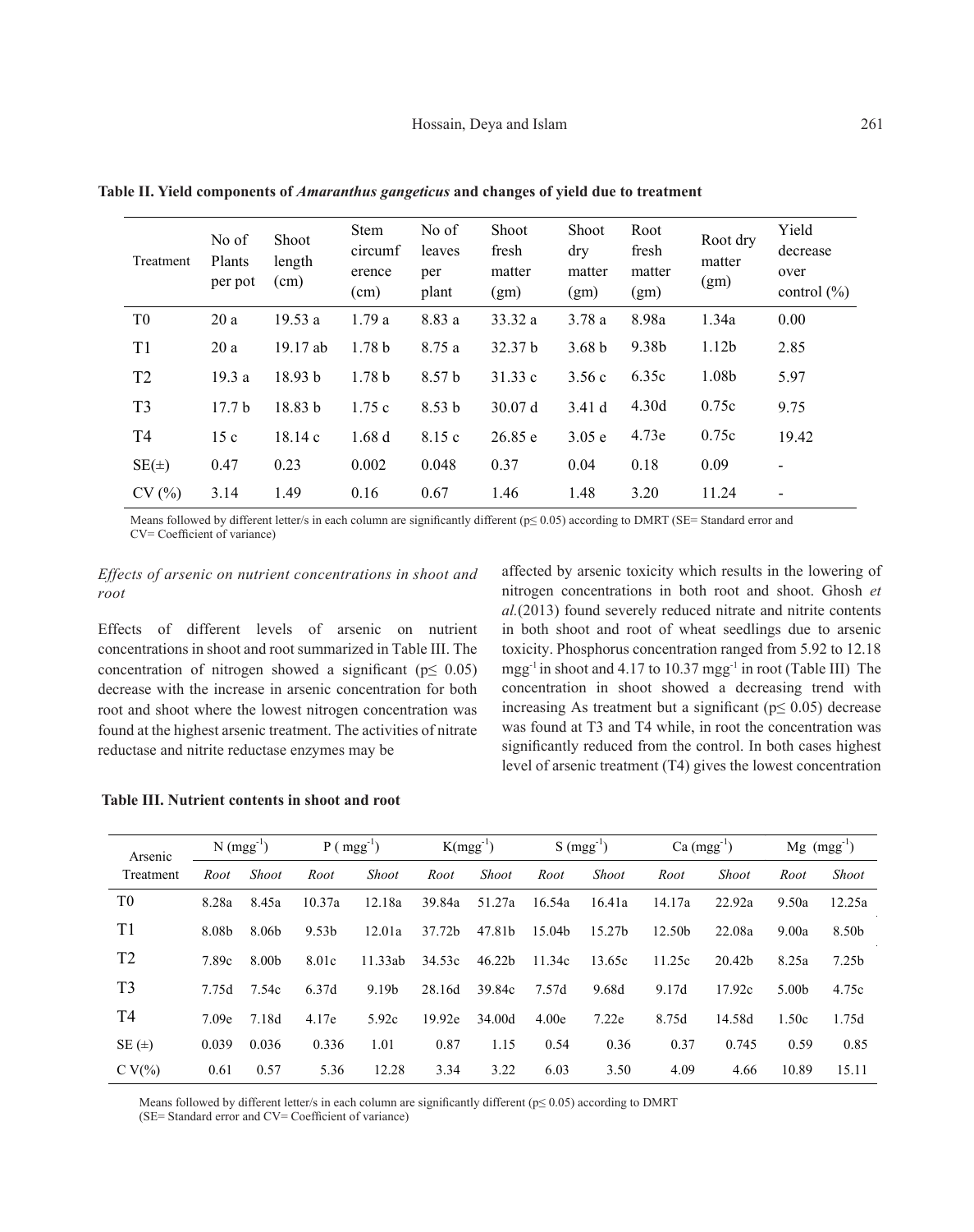**Table II. Yield components of *Amaranthus gangeticus* and changes of yield due to treatment**

| Treatment | No of Plants per pot | Shoot length (cm) | Stem circumference (cm) | No of leaves per plant | Shoot fresh matter (gm) | Shoot dry matter (gm) | Root fresh matter (gm) | Root dry matter (gm) | Yield decrease over control (%) |
|---|---|---|---|---|---|---|---|---|---|
| T0 | 20 a | 19.53 a | 1.79 a | 8.83 a | 33.32 a | 3.78 a | 8.98a | 1.34a | 0.00 |
| T1 | 20 a | 19.17 ab | 1.78 b | 8.75 a | 32.37 b | 3.68 b | 9.38b | 1.12b | 2.85 |
| T2 | 19.3 a | 18.93 b | 1.78 b | 8.57 b | 31.33 c | 3.56 c | 6.35c | 1.08b | 5.97 |
| T3 | 17.7 b | 18.83 b | 1.75 c | 8.53 b | 30.07 d | 3.41 d | 4.30d | 0.75c | 9.75 |
| T4 | 15 c | 18.14 c | 1.68 d | 8.15 c | 26.85 e | 3.05 e | 4.73e | 0.75c | 19.42 |
| SE(±) | 0.47 | 0.23 | 0.002 | 0.048 | 0.37 | 0.04 | 0.18 | 0.09 | - |
| CV (%) | 3.14 | 1.49 | 0.16 | 0.67 | 1.46 | 1.48 | 3.20 | 11.24 | - |

Means followed by different letter/s in each column are significantly different ($p \leq 0.05$) according to DMRT (SE= Standard error and CV= Coefficient of variance)

*Effects of arsenic on nutrient concentrations in shoot and root*

Effects of different levels of arsenic on nutrient concentrations in shoot and root summarized in Table III. The concentration of nitrogen showed a significant ($p \leq 0.05$) decrease with the increase in arsenic concentration for both root and shoot where the lowest nitrogen concentration was found at the highest arsenic treatment. The activities of nitrate reductase and nitrite reductase enzymes may be affected by arsenic toxicity which results in the lowering of nitrogen concentrations in both root and shoot. Ghosh *et al.*(2013) found severely reduced nitrate and nitrite contents in both shoot and root of wheat seedlings due to arsenic toxicity. Phosphorus concentration ranged from 5.92 to 12.18 $mgg^{-1}$ in shoot and 4.17 to 10.37 $mgg^{-1}$ in root (Table III) The concentration in shoot showed a decreasing trend with increasing As treatment but a significant ($p \leq 0.05$) decrease was found at T3 and T4 while, in root the concentration was significantly reduced from the control. In both cases highest level of arsenic treatment (T4) gives the lowest concentration

**Table III. Nutrient contents in shoot and root**

| Arsenic Treatment | N ($mgg^{-1}$) | | P ($mgg^{-1}$) | | K($mgg^{-1}$) | | S ($mgg^{-1}$) | | Ca ($mgg^{-1}$) | | Mg ($mgg^{-1}$) | |
|---|---|---|---|---|---|---|---|---|---|---|---|---|
| | *Root* | *Shoot* | *Root* | *Shoot* | *Root* | *Shoot* | *Root* | *Shoot* | *Root* | *Shoot* | *Root* | *Shoot* |
| T0 | 8.28a | 8.45a | 10.37a | 12.18a | 39.84a | 51.27a | 16.54a | 16.41a | 14.17a | 22.92a | 9.50a | 12.25a |
| T1 | 8.08b | 8.06b | 9.53b | 12.01a | 37.72b | 47.81b | 15.04b | 15.27b | 12.50b | 22.08a | 9.00a | 8.50b |
| T2 | 7.89c | 8.00b | 8.01c | 11.33ab | 34.53c | 46.22b | 11.34c | 13.65c | 11.25c | 20.42b | 8.25a | 7.25b |
| T3 | 7.75d | 7.54c | 6.37d | 9.19b | 28.16d | 39.84c | 7.57d | 9.68d | 9.17d | 17.92c | 5.00b | 4.75c |
| T4 | 7.09e | 7.18d | 4.17e | 5.92c | 19.92e | 34.00d | 4.00e | 7.22e | 8.75d | 14.58d | 1.50c | 1.75d |
| SE (±) | 0.039 | 0.036 | 0.336 | 1.01 | 0.87 | 1.15 | 0.54 | 0.36 | 0.37 | 0.745 | 0.59 | 0.85 |
| C V(%) | 0.61 | 0.57 | 5.36 | 12.28 | 3.34 | 3.22 | 6.03 | 3.50 | 4.09 | 4.66 | 10.89 | 15.11 |

Means followed by different letter/s in each column are significantly different ($p \leq 0.05$) according to DMRT (SE= Standard error and CV= Coefficient of variance)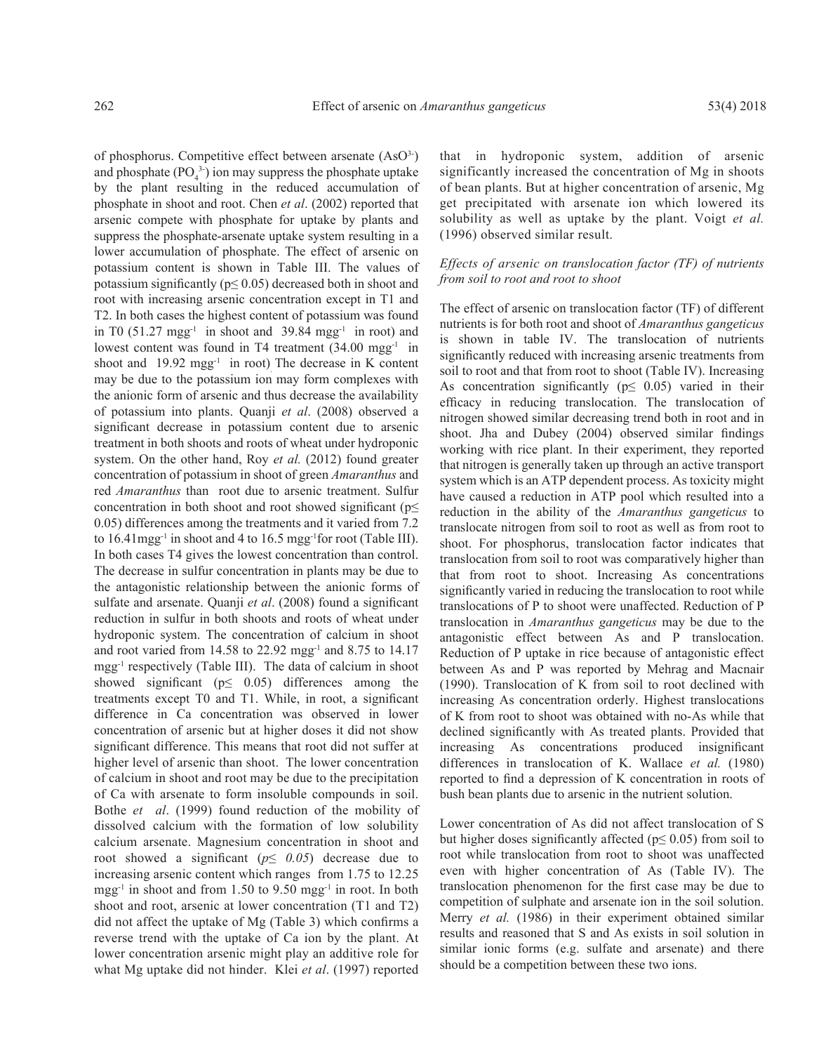of phosphorus. Competitive effect between arsenate ($AsO^{3-}$) and phosphate ($PO_4^{3-}$) ion may suppress the phosphate uptake by the plant resulting in the reduced accumulation of phosphate in shoot and root. Chen *et al*. (2002) reported that arsenic compete with phosphate for uptake by plants and suppress the phosphate-arsenate uptake system resulting in a lower accumulation of phosphate. The effect of arsenic on potassium content is shown in Table III. The values of potassium significantly ($p \leq 0.05$) decreased both in shoot and root with increasing arsenic concentration except in T1 and T2. In both cases the highest content of potassium was found in T0 (51.27 $mgg^{-1}$ in shoot and 39.84 $mgg^{-1}$ in root) and lowest content was found in T4 treatment (34.00 $mgg^{-1}$ in shoot and 19.92 $mgg^{-1}$ in root) The decrease in K content may be due to the potassium ion may form complexes with the anionic form of arsenic and thus decrease the availability of potassium into plants. Quanji *et al*. (2008) observed a significant decrease in potassium content due to arsenic treatment in both shoots and roots of wheat under hydroponic system. On the other hand, Roy *et al.* (2012) found greater concentration of potassium in shoot of green *Amaranthus* and red *Amaranthus* than root due to arsenic treatment. Sulfur concentration in both shoot and root showed significant ($p \leq 0.05$) differences among the treatments and it varied from 7.2 to 16.41$mgg^{-1}$ in shoot and 4 to 16.5 $mgg^{-1}$for root (Table III). In both cases T4 gives the lowest concentration than control. The decrease in sulfur concentration in plants may be due to the antagonistic relationship between the anionic forms of sulfate and arsenate. Quanji *et al*. (2008) found a significant reduction in sulfur in both shoots and roots of wheat under hydroponic system. The concentration of calcium in shoot and root varied from 14.58 to 22.92 $mgg^{-1}$ and 8.75 to 14.17 $mgg^{-1}$ respectively (Table III). The data of calcium in shoot showed significant ($p \leq 0.05$) differences among the treatments except T0 and T1. While, in root, a significant difference in Ca concentration was observed in lower concentration of arsenic but at higher doses it did not show significant difference. This means that root did not suffer at higher level of arsenic than shoot. The lower concentration of calcium in shoot and root may be due to the precipitation of Ca with arsenate to form insoluble compounds in soil. Bothe *et al*. (1999) found reduction of the mobility of dissolved calcium with the formation of low solubility calcium arsenate. Magnesium concentration in shoot and root showed a significant ($p \leq 0.05$) decrease due to increasing arsenic content which ranges from 1.75 to 12.25 $mgg^{-1}$ in shoot and from 1.50 to 9.50 $mgg^{-1}$ in root. In both shoot and root, arsenic at lower concentration (T1 and T2) did not affect the uptake of Mg (Table 3) which confirms a reverse trend with the uptake of Ca ion by the plant. At lower concentration arsenic might play an additive role for what Mg uptake did not hinder. Klei *et al*. (1997) reported that in hydroponic system, addition of arsenic significantly increased the concentration of Mg in shoots of bean plants. But at higher concentration of arsenic, Mg get precipitated with arsenate ion which lowered its solubility as well as uptake by the plant. Voigt *et al.* (1996) observed similar result.

*Effects of arsenic on translocation factor (TF) of nutrients from soil to root and root to shoot*

The effect of arsenic on translocation factor (TF) of different nutrients is for both root and shoot of *Amaranthus gangeticus* is shown in table IV. The translocation of nutrients significantly reduced with increasing arsenic treatments from soil to root and that from root to shoot (Table IV). Increasing As concentration significantly ($p \leq 0.05$) varied in their efficacy in reducing translocation. The translocation of nitrogen showed similar decreasing trend both in root and in shoot. Jha and Dubey (2004) observed similar findings working with rice plant. In their experiment, they reported that nitrogen is generally taken up through an active transport system which is an ATP dependent process. As toxicity might have caused a reduction in ATP pool which resulted into a reduction in the ability of the *Amaranthus gangeticus* to translocate nitrogen from soil to root as well as from root to shoot. For phosphorus, translocation factor indicates that translocation from soil to root was comparatively higher than that from root to shoot. Increasing As concentrations significantly varied in reducing the translocation to root while translocations of P to shoot were unaffected. Reduction of P translocation in *Amaranthus gangeticus* may be due to the antagonistic effect between As and P translocation. Reduction of P uptake in rice because of antagonistic effect between As and P was reported by Mehrag and Macnair (1990). Translocation of K from soil to root declined with increasing As concentration orderly. Highest translocations of K from root to shoot was obtained with no-As while that declined significantly with As treated plants. Provided that increasing As concentrations produced insignificant differences in translocation of K. Wallace *et al.* (1980) reported to find a depression of K concentration in roots of bush bean plants due to arsenic in the nutrient solution.

Lower concentration of As did not affect translocation of S but higher doses significantly affected ($p \leq 0.05$) from soil to root while translocation from root to shoot was unaffected even with higher concentration of As (Table IV). The translocation phenomenon for the first case may be due to competition of sulphate and arsenate ion in the soil solution. Merry *et al.* (1986) in their experiment obtained similar results and reasoned that S and As exists in soil solution in similar ionic forms (e.g. sulfate and arsenate) and there should be a competition between these two ions.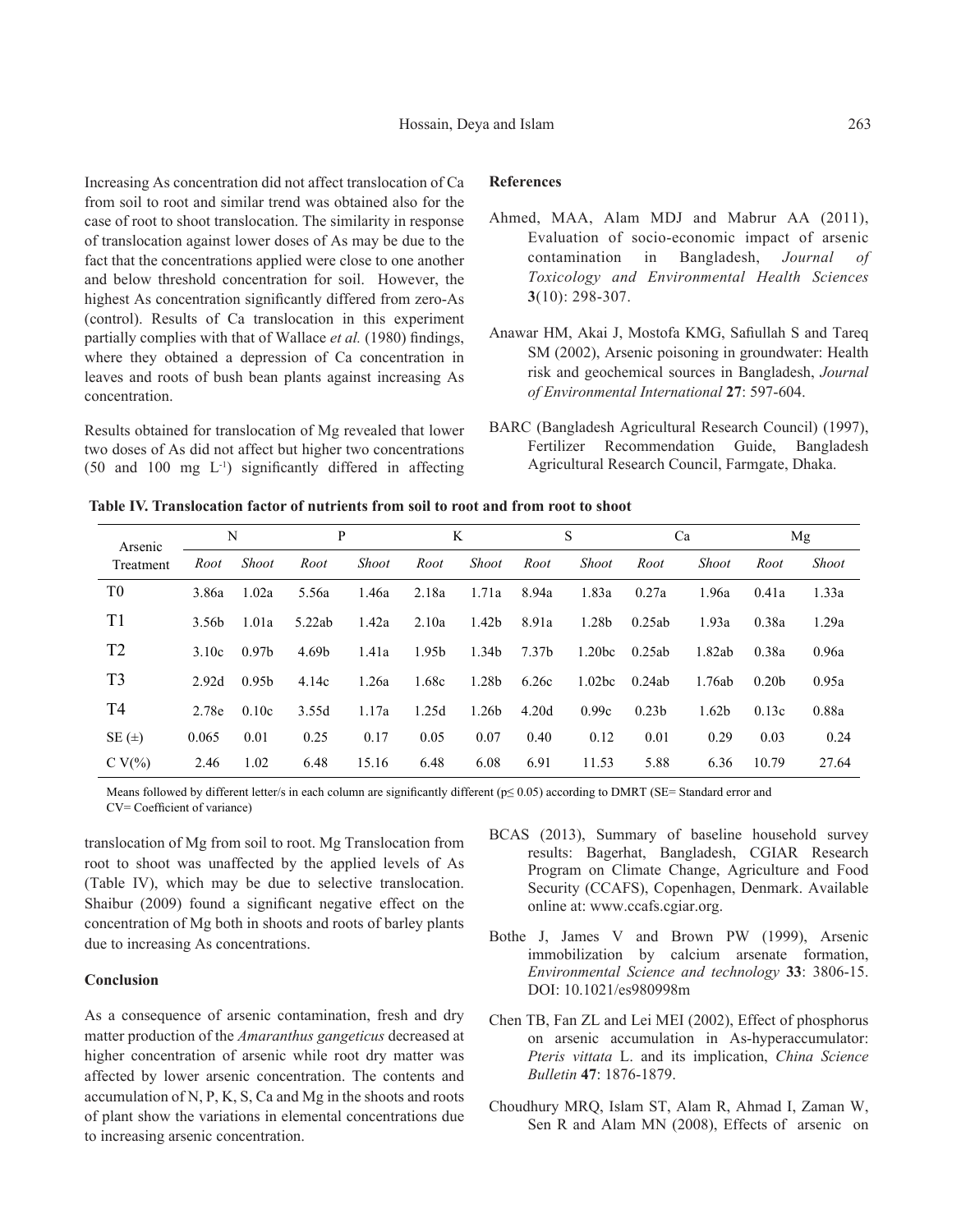Increasing As concentration did not affect translocation of Ca from soil to root and similar trend was obtained also for the case of root to shoot translocation. The similarity in response of translocation against lower doses of As may be due to the fact that the concentrations applied were close to one another and below threshold concentration for soil. However, the highest As concentration significantly differed from zero-As (control). Results of Ca translocation in this experiment partially complies with that of Wallace *et al.* (1980) findings, where they obtained a depression of Ca concentration in leaves and roots of bush bean plants against increasing As concentration.

Results obtained for translocation of Mg revealed that lower two doses of As did not affect but higher two concentrations (50 and 100 mg $L^{-1}$) significantly differed in affecting translocation of Mg from soil to root. Mg Translocation from root to shoot was unaffected by the applied levels of As (Table IV), which may be due to selective translocation. Shaibur (2009) found a significant negative effect on the concentration of Mg both in shoots and roots of barley plants due to increasing As concentrations.

**Table IV. Translocation factor of nutrients from soil to root and from root to shoot**

| Arsenic Treatment | N | | P | | K | | S | | Ca | | Mg | |
|---|---|---|---|---|---|---|---|---|---|---|---|---|
| | *Root* | *Shoot* | *Root* | *Shoot* | *Root* | *Shoot* | *Root* | *Shoot* | *Root* | *Shoot* | *Root* | *Shoot* |
| T0 | 3.86a | 1.02a | 5.56a | 1.46a | 2.18a | 1.71a | 8.94a | 1.83a | 0.27a | 1.96a | 0.41a | 1.33a |
| T1 | 3.56b | 1.01a | 5.22ab | 1.42a | 2.10a | 1.42b | 8.91a | 1.28b | 0.25ab | 1.93a | 0.38a | 1.29a |
| T2 | 3.10c | 0.97b | 4.69b | 1.41a | 1.95b | 1.34b | 7.37b | 1.20bc | 0.25ab | 1.82ab | 0.38a | 0.96a |
| T3 | 2.92d | 0.95b | 4.14c | 1.26a | 1.68c | 1.28b | 6.26c | 1.02bc | 0.24ab | 1.76ab | 0.20b | 0.95a |
| T4 | 2.78e | 0.10c | 3.55d | 1.17a | 1.25d | 1.26b | 4.20d | 0.99c | 0.23b | 1.62b | 0.13c | 0.88a |
| SE (±) | 0.065 | 0.01 | 0.25 | 0.17 | 0.05 | 0.07 | 0.40 | 0.12 | 0.01 | 0.29 | 0.03 | 0.24 |
| C V(%) | 2.46 | 1.02 | 6.48 | 15.16 | 6.48 | 6.08 | 6.91 | 11.53 | 5.88 | 6.36 | 10.79 | 27.64 |

Means followed by different letter/s in each column are significantly different ($p \leq 0.05$) according to DMRT (SE= Standard error and CV= Coefficient of variance)

## Conclusion

As a consequence of arsenic contamination, fresh and dry matter production of the *Amaranthus gangeticus* decreased at higher concentration of arsenic while root dry matter was affected by lower arsenic concentration. The contents and accumulation of N, P, K, S, Ca and Mg in the shoots and roots of plant show the variations in elemental concentrations due to increasing arsenic concentration.

## References

Ahmed, MAA, Alam MDJ and Mabrur AA (2011), Evaluation of socio-economic impact of arsenic contamination in Bangladesh, *Journal of Toxicology and Environmental Health Sciences* **3**(10): 298-307.

Anawar HM, Akai J, Mostofa KMG, Safiullah S and Tareq SM (2002), Arsenic poisoning in groundwater: Health risk and geochemical sources in Bangladesh, *Journal of Environmental International* **27**: 597-604.

BARC (Bangladesh Agricultural Research Council) (1997), Fertilizer Recommendation Guide, Bangladesh Agricultural Research Council, Farmgate, Dhaka.

BCAS (2013), Summary of baseline household survey results: Bagerhat, Bangladesh, CGIAR Research Program on Climate Change, Agriculture and Food Security (CCAFS), Copenhagen, Denmark. Available online at: www.ccafs.cgiar.org.

Bothe J, James V and Brown PW (1999), Arsenic immobilization by calcium arsenate formation, *Environmental Science and technology* **33**: 3806-15. DOI: 10.1021/es980998m

Chen TB, Fan ZL and Lei MEI (2002), Effect of phosphorus on arsenic accumulation in As-hyperaccumulator: *Pteris vittata* L. and its implication, *China Science Bulletin* **47**: 1876-1879.

Choudhury MRQ, Islam ST, Alam R, Ahmad I, Zaman W, Sen R and Alam MN (2008), Effects of arsenic on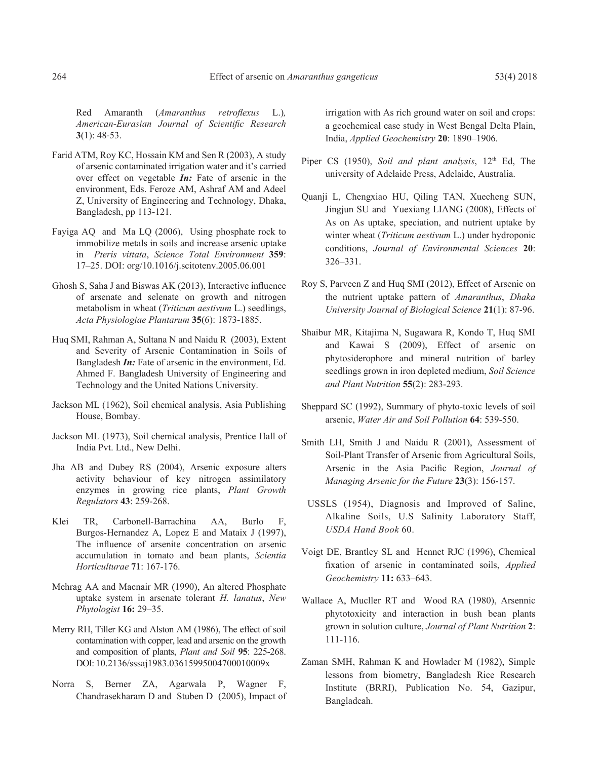Red Amaranth (*Amaranthus retroflexus* L.), *American-Eurasian Journal of Scientific Research* **3**(1): 48-53.

Farid ATM, Roy KC, Hossain KM and Sen R (2003), A study of arsenic contaminated irrigation water and it's carried over effect on vegetable ***In:*** Fate of arsenic in the environment, Eds. Feroze AM, Ashraf AM and Adeel Z, University of Engineering and Technology, Dhaka, Bangladesh, pp 113-121.

Fayiga AQ and Ma LQ (2006), Using phosphate rock to immobilize metals in soils and increase arsenic uptake in *Pteris vittata*, *Science Total Environment* **359**: 17–25. DOI: org/10.1016/j.scitotenv.2005.06.001

Ghosh S, Saha J and Biswas AK (2013), Interactive influence of arsenate and selenate on growth and nitrogen metabolism in wheat (*Triticum aestivum* L.) seedlings, *Acta Physiologiae Plantarum* **35**(6): 1873-1885.

Huq SMI, Rahman A, Sultana N and Naidu R (2003), Extent and Severity of Arsenic Contamination in Soils of Bangladesh ***In:*** Fate of arsenic in the environment, Ed. Ahmed F. Bangladesh University of Engineering and Technology and the United Nations University.

Jackson ML (1962), Soil chemical analysis, Asia Publishing House, Bombay.

Jackson ML (1973), Soil chemical analysis, Prentice Hall of India Pvt. Ltd., New Delhi.

Jha AB and Dubey RS (2004), Arsenic exposure alters activity behaviour of key nitrogen assimilatory enzymes in growing rice plants, *Plant Growth Regulators* **43**: 259-268.

Klei TR, Carbonell-Barrachina AA, Burlo F, Burgos-Hernandez A, Lopez E and Mataix J (1997), The influence of arsenite concentration on arsenic accumulation in tomato and bean plants, *Scientia Horticulturae* **71**: 167-176.

Mehrag AA and Macnair MR (1990), An altered Phosphate uptake system in arsenate tolerant *H. lanatus*, *New Phytologist* **16:** 29–35.

Merry RH, Tiller KG and Alston AM (1986), The effect of soil contamination with copper, lead and arsenic on the growth and composition of plants, *Plant and Soil* **95**: 225-268. DOI: 10.2136/sssaj1983.03615995004700010009x

Norra S, Berner ZA, Agarwala P, Wagner F, Chandrasekharam D and Stuben D (2005), Impact of irrigation with As rich ground water on soil and crops: a geochemical case study in West Bengal Delta Plain, India, *Applied Geochemistry* **20**: 1890–1906.

Piper CS (1950), *Soil and plant analysis*, 12th Ed, The university of Adelaide Press, Adelaide, Australia.

Quanji L, Chengxiao HU, Qiling TAN, Xuecheng SUN, Jingjun SU and Yuexiang LIANG (2008), Effects of As on As uptake, speciation, and nutrient uptake by winter wheat (*Triticum aestivum* L.) under hydroponic conditions, *Journal of Environmental Sciences* **20**: 326–331.

Roy S, Parveen Z and Huq SMI (2012), Effect of Arsenic on the nutrient uptake pattern of *Amaranthus*, *Dhaka University Journal of Biological Science* **21**(1): 87-96.

Shaibur MR, Kitajima N, Sugawara R, Kondo T, Huq SMI and Kawai S (2009), Effect of arsenic on phytosiderophore and mineral nutrition of barley seedlings grown in iron depleted medium, *Soil Science and Plant Nutrition* **55**(2): 283-293.

Sheppard SC (1992), Summary of phyto-toxic levels of soil arsenic, *Water Air and Soil Pollution* **64**: 539-550.

Smith LH, Smith J and Naidu R (2001), Assessment of Soil-Plant Transfer of Arsenic from Agricultural Soils, Arsenic in the Asia Pacific Region, *Journal of Managing Arsenic for the Future* **23**(3): 156-157.

USSLS (1954), Diagnosis and Improved of Saline, Alkaline Soils, U.S Salinity Laboratory Staff, *USDA Hand Book* 60.

Voigt DE, Brantley SL and Hennet RJC (1996), Chemical fixation of arsenic in contaminated soils, *Applied Geochemistry* **11:** 633–643.

Wallace A, Mucller RT and Wood RA (1980), Arsennic phytotoxicity and interaction in bush bean plants grown in solution culture, *Journal of Plant Nutrition* **2**: 111-116.

Zaman SMH, Rahman K and Howlader M (1982), Simple lessons from biometry, Bangladesh Rice Research Institute (BRRI), Publication No. 54, Gazipur, Bangladeah.